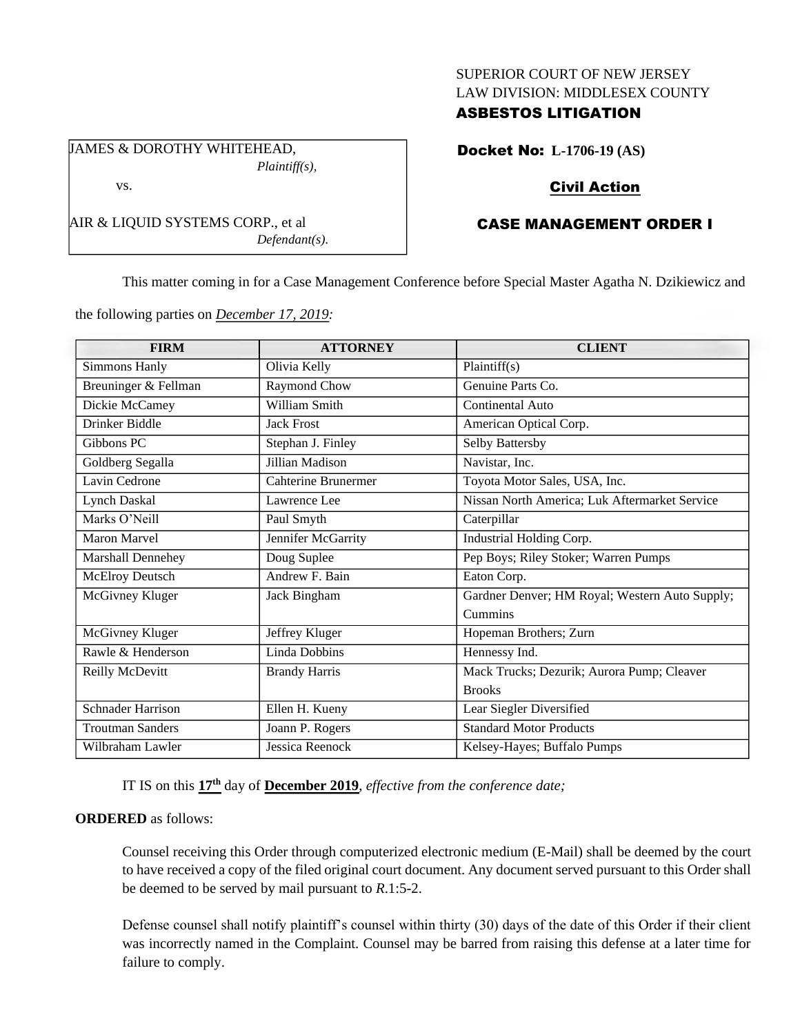SUPERIOR COURT OF NEW JERSEY
LAW DIVISION: MIDDLESEX COUNTY
**ASBESTOS LITIGATION**

JAMES & DOROTHY WHITEHEAD,
*Plaintiff(s),*

vs.

AIR & LIQUID SYSTEMS CORP., et al
*Defendant(s).*

**Docket No: L-1706-19 (AS)**

**Civil Action**

**CASE MANAGEMENT ORDER I**

This matter coming in for a Case Management Conference before Special Master Agatha N. Dzikiewicz and the following parties on *December 17, 2019:*

| FIRM | ATTORNEY | CLIENT |
|---|---|---|
| Simmons Hanly | Olivia Kelly | Plaintiff(s) |
| Breuninger & Fellman | Raymond Chow | Genuine Parts Co. |
| Dickie McCamey | William Smith | Continental Auto |
| Drinker Biddle | Jack Frost | American Optical Corp. |
| Gibbons PC | Stephan J. Finley | Selby Battersby |
| Goldberg Segalla | Jillian Madison | Navistar, Inc. |
| Lavin Cedrone | Cahterine Brunermer | Toyota Motor Sales, USA, Inc. |
| Lynch Daskal | Lawrence Lee | Nissan North America; Luk Aftermarket Service |
| Marks O'Neill | Paul Smyth | Caterpillar |
| Maron Marvel | Jennifer McGarrity | Industrial Holding Corp. |
| Marshall Dennehey | Doug Suplee | Pep Boys; Riley Stoker; Warren Pumps |
| McElroy Deutsch | Andrew F. Bain | Eaton Corp. |
| McGivney Kluger | Jack Bingham | Gardner Denver; HM Royal; Western Auto Supply; Cummins |
| McGivney Kluger | Jeffrey Kluger | Hopeman Brothers; Zurn |
| Rawle & Henderson | Linda Dobbins | Hennessy Ind. |
| Reilly McDevitt | Brandy Harris | Mack Trucks; Dezurik; Aurora Pump; Cleaver Brooks |
| Schnader Harrison | Ellen H. Kueny | Lear Siegler Diversified |
| Troutman Sanders | Joann P. Rogers | Standard Motor Products |
| Wilbraham Lawler | Jessica Reenock | Kelsey-Hayes; Buffalo Pumps |

IT IS on this **17th** day of **December 2019**, *effective from the conference date;*

**ORDERED** as follows:

Counsel receiving this Order through computerized electronic medium (E-Mail) shall be deemed by the court to have received a copy of the filed original court document. Any document served pursuant to this Order shall be deemed to be served by mail pursuant to *R.*1:5-2.

Defense counsel shall notify plaintiff's counsel within thirty (30) days of the date of this Order if their client was incorrectly named in the Complaint. Counsel may be barred from raising this defense at a later time for failure to comply.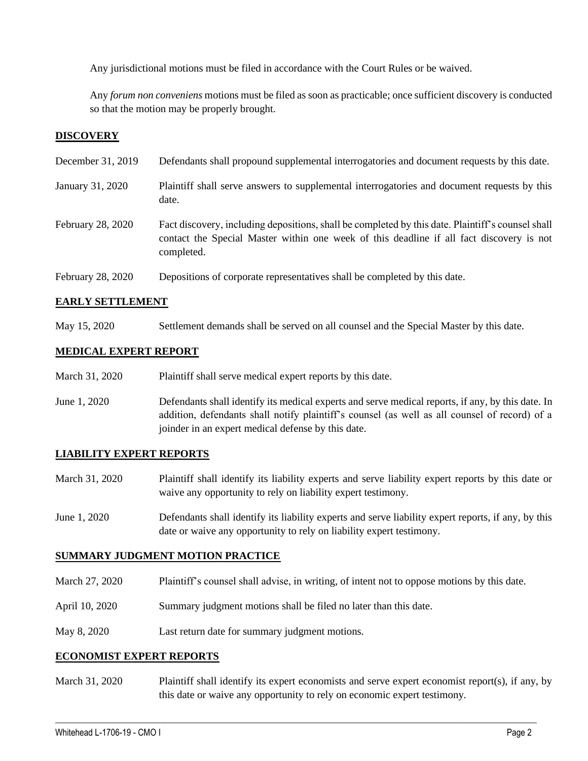Any jurisdictional motions must be filed in accordance with the Court Rules or be waived.

Any *forum non conveniens* motions must be filed as soon as practicable; once sufficient discovery is conducted so that the motion may be properly brought.

## DISCOVERY

| | |
|---|---|
| December 31, 2019 | Defendants shall propound supplemental interrogatories and document requests by this date. |
| January 31, 2020 | Plaintiff shall serve answers to supplemental interrogatories and document requests by this date. |
| February 28, 2020 | Fact discovery, including depositions, shall be completed by this date. Plaintiff's counsel shall contact the Special Master within one week of this deadline if all fact discovery is not completed. |
| February 28, 2020 | Depositions of corporate representatives shall be completed by this date. |

## EARLY SETTLEMENT

| | |
|---|---|
| May 15, 2020 | Settlement demands shall be served on all counsel and the Special Master by this date. |

## MEDICAL EXPERT REPORT

| | |
|---|---|
| March 31, 2020 | Plaintiff shall serve medical expert reports by this date. |
| June 1, 2020 | Defendants shall identify its medical experts and serve medical reports, if any, by this date. In addition, defendants shall notify plaintiff's counsel (as well as all counsel of record) of a joinder in an expert medical defense by this date. |

## LIABILITY EXPERT REPORTS

| | |
|---|---|
| March 31, 2020 | Plaintiff shall identify its liability experts and serve liability expert reports by this date or waive any opportunity to rely on liability expert testimony. |
| June 1, 2020 | Defendants shall identify its liability experts and serve liability expert reports, if any, by this date or waive any opportunity to rely on liability expert testimony. |

## SUMMARY JUDGMENT MOTION PRACTICE

| | |
|---|---|
| March 27, 2020 | Plaintiff's counsel shall advise, in writing, of intent not to oppose motions by this date. |
| April 10, 2020 | Summary judgment motions shall be filed no later than this date. |
| May 8, 2020 | Last return date for summary judgment motions. |

## ECONOMIST EXPERT REPORTS

| | |
|---|---|
| March 31, 2020 | Plaintiff shall identify its expert economists and serve expert economist report(s), if any, by this date or waive any opportunity to rely on economic expert testimony. |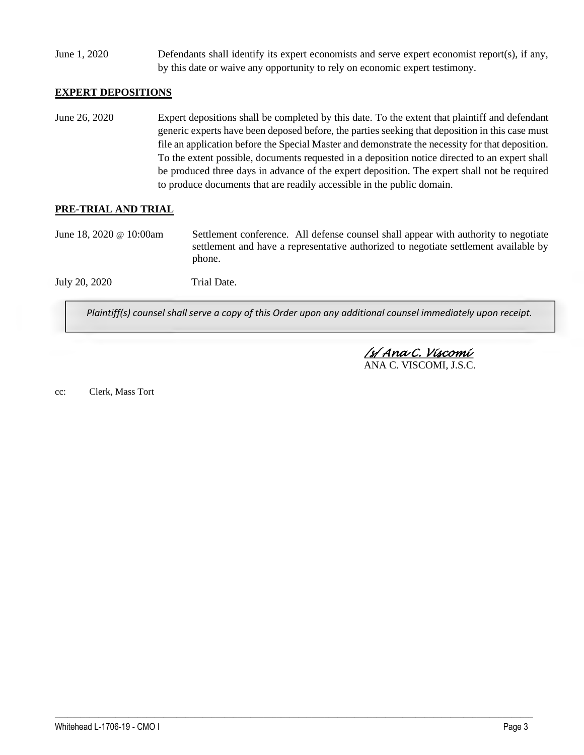June 1, 2020 Defendants shall identify its expert economists and serve expert economist report(s), if any, by this date or waive any opportunity to rely on economic expert testimony.

**EXPERT DEPOSITIONS**

June 26, 2020 Expert depositions shall be completed by this date. To the extent that plaintiff and defendant generic experts have been deposed before, the parties seeking that deposition in this case must file an application before the Special Master and demonstrate the necessity for that deposition. To the extent possible, documents requested in a deposition notice directed to an expert shall be produced three days in advance of the expert deposition. The expert shall not be required to produce documents that are readily accessible in the public domain.

**PRE-TRIAL AND TRIAL**

June 18, 2020 @ 10:00am Settlement conference. All defense counsel shall appear with authority to negotiate settlement and have a representative authorized to negotiate settlement available by phone.

July 20, 2020 Trial Date.

*Plaintiff(s) counsel shall serve a copy of this Order upon any additional counsel immediately upon receipt.*

/s/ Ana C. Viscomi
ANA C. VISCOMI, J.S.C.

cc: Clerk, Mass Tort